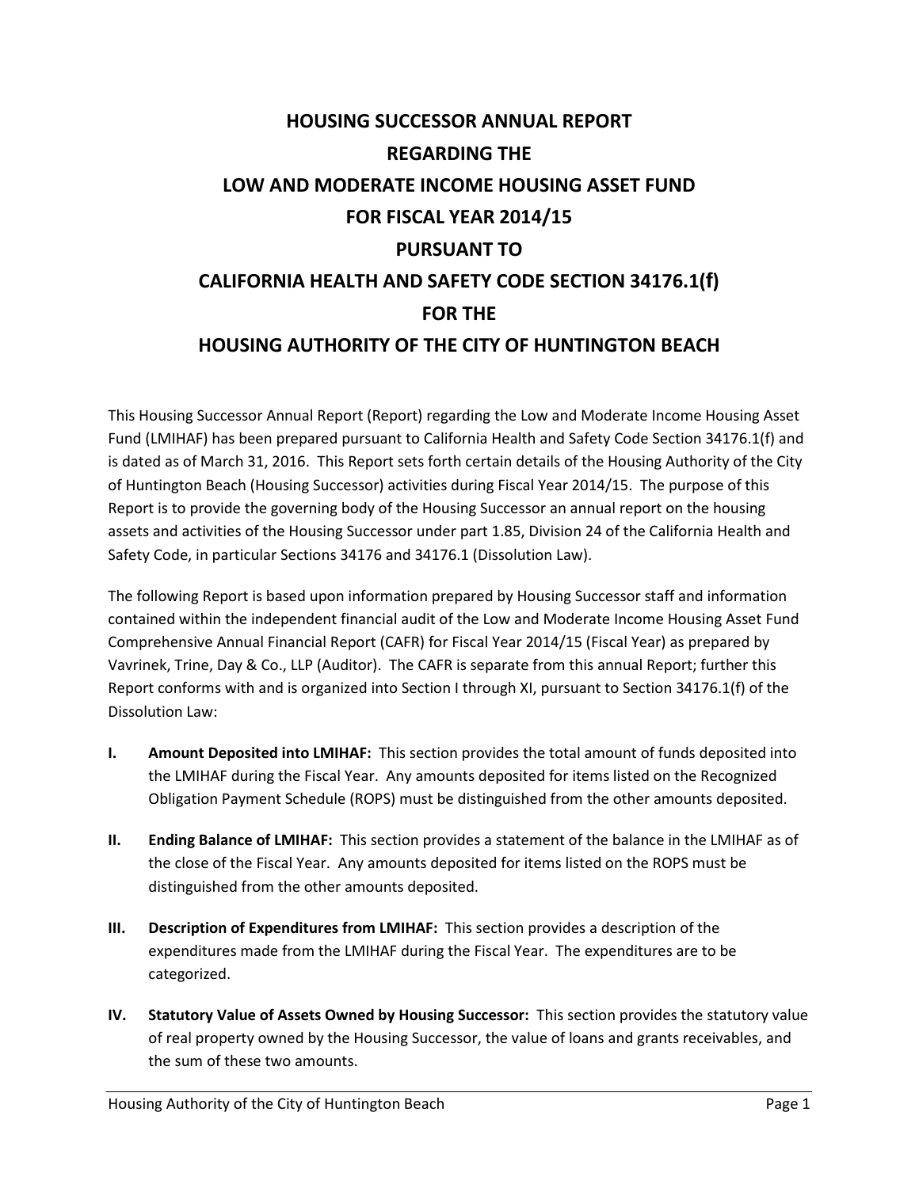# HOUSING SUCCESSOR ANNUAL REPORT REGARDING THE LOW AND MODERATE INCOME HOUSING ASSET FUND FOR FISCAL YEAR 2014/15 PURSUANT TO CALIFORNIA HEALTH AND SAFETY CODE SECTION 34176.1(f) FOR THE HOUSING AUTHORITY OF THE CITY OF HUNTINGTON BEACH

This Housing Successor Annual Report (Report) regarding the Low and Moderate Income Housing Asset Fund (LMIHAF) has been prepared pursuant to California Health and Safety Code Section 34176.1(f) and is dated as of March 31, 2016. This Report sets forth certain details of the Housing Authority of the City of Huntington Beach (Housing Successor) activities during Fiscal Year 2014/15. The purpose of this Report is to provide the governing body of the Housing Successor an annual report on the housing assets and activities of the Housing Successor under part 1.85, Division 24 of the California Health and Safety Code, in particular Sections 34176 and 34176.1 (Dissolution Law).

The following Report is based upon information prepared by Housing Successor staff and information contained within the independent financial audit of the Low and Moderate Income Housing Asset Fund Comprehensive Annual Financial Report (CAFR) for Fiscal Year 2014/15 (Fiscal Year) as prepared by Vavrinek, Trine, Day & Co., LLP (Auditor). The CAFR is separate from this annual Report; further this Report conforms with and is organized into Section I through XI, pursuant to Section 34176.1(f) of the Dissolution Law:

- **I. Amount Deposited into LMIHAF:** This section provides the total amount of funds deposited into the LMIHAF during the Fiscal Year. Any amounts deposited for items listed on the Recognized Obligation Payment Schedule (ROPS) must be distinguished from the other amounts deposited.

- **II. Ending Balance of LMIHAF:** This section provides a statement of the balance in the LMIHAF as of the close of the Fiscal Year. Any amounts deposited for items listed on the ROPS must be distinguished from the other amounts deposited.

- **III. Description of Expenditures from LMIHAF:** This section provides a description of the expenditures made from the LMIHAF during the Fiscal Year. The expenditures are to be categorized.

- **IV. Statutory Value of Assets Owned by Housing Successor:** This section provides the statutory value of real property owned by the Housing Successor, the value of loans and grants receivables, and the sum of these two amounts.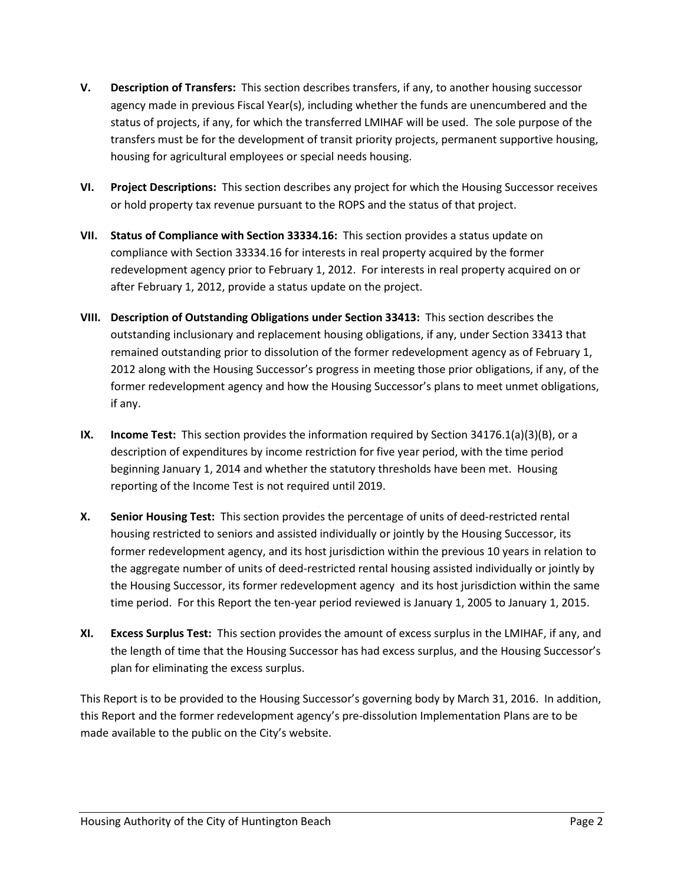**V. Description of Transfers:** This section describes transfers, if any, to another housing successor agency made in previous Fiscal Year(s), including whether the funds are unencumbered and the status of projects, if any, for which the transferred LMIHAF will be used. The sole purpose of the transfers must be for the development of transit priority projects, permanent supportive housing, housing for agricultural employees or special needs housing.

**VI. Project Descriptions:** This section describes any project for which the Housing Successor receives or hold property tax revenue pursuant to the ROPS and the status of that project.

**VII. Status of Compliance with Section 33334.16:** This section provides a status update on compliance with Section 33334.16 for interests in real property acquired by the former redevelopment agency prior to February 1, 2012. For interests in real property acquired on or after February 1, 2012, provide a status update on the project.

**VIII. Description of Outstanding Obligations under Section 33413:** This section describes the outstanding inclusionary and replacement housing obligations, if any, under Section 33413 that remained outstanding prior to dissolution of the former redevelopment agency as of February 1, 2012 along with the Housing Successor's progress in meeting those prior obligations, if any, of the former redevelopment agency and how the Housing Successor's plans to meet unmet obligations, if any.

**IX. Income Test:** This section provides the information required by Section 34176.1(a)(3)(B), or a description of expenditures by income restriction for five year period, with the time period beginning January 1, 2014 and whether the statutory thresholds have been met. Housing reporting of the Income Test is not required until 2019.

**X. Senior Housing Test:** This section provides the percentage of units of deed-restricted rental housing restricted to seniors and assisted individually or jointly by the Housing Successor, its former redevelopment agency, and its host jurisdiction within the previous 10 years in relation to the aggregate number of units of deed-restricted rental housing assisted individually or jointly by the Housing Successor, its former redevelopment agency and its host jurisdiction within the same time period. For this Report the ten-year period reviewed is January 1, 2005 to January 1, 2015.

**XI. Excess Surplus Test:** This section provides the amount of excess surplus in the LMIHAF, if any, and the length of time that the Housing Successor has had excess surplus, and the Housing Successor's plan for eliminating the excess surplus.

This Report is to be provided to the Housing Successor's governing body by March 31, 2016. In addition, this Report and the former redevelopment agency's pre-dissolution Implementation Plans are to be made available to the public on the City's website.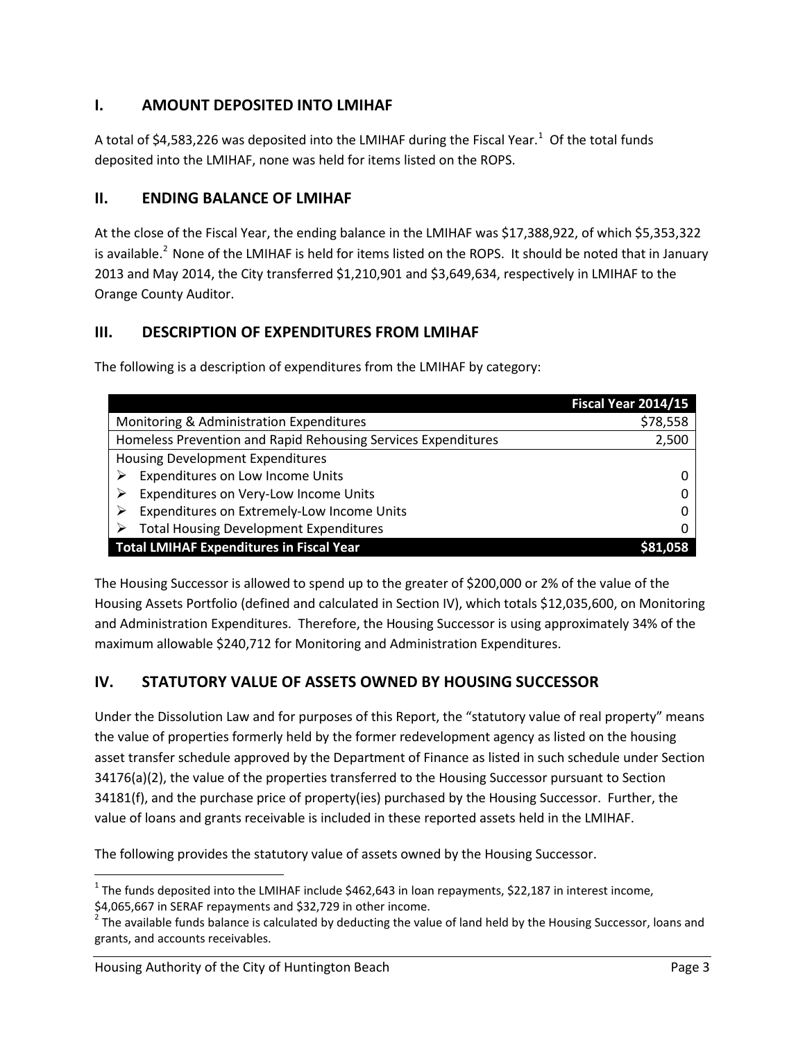## I. AMOUNT DEPOSITED INTO LMIHAF

A total of $4,583,226 was deposited into the LMIHAF during the Fiscal Year.[1] Of the total funds deposited into the LMIHAF, none was held for items listed on the ROPS.

## II. ENDING BALANCE OF LMIHAF

At the close of the Fiscal Year, the ending balance in the LMIHAF was $17,388,922, of which $5,353,322 is available.[2] None of the LMIHAF is held for items listed on the ROPS. It should be noted that in January 2013 and May 2014, the City transferred $1,210,901 and $3,649,634, respectively in LMIHAF to the Orange County Auditor.

## III. DESCRIPTION OF EXPENDITURES FROM LMIHAF

The following is a description of expenditures from the LMIHAF by category:

| | Fiscal Year 2014/15 |
|---|---|
| Monitoring & Administration Expenditures | $78,558 |
| Homeless Prevention and Rapid Rehousing Services Expenditures | 2,500 |
| Housing Development Expenditures | |
| ➢ Expenditures on Low Income Units | 0 |
| ➢ Expenditures on Very-Low Income Units | 0 |
| ➢ Expenditures on Extremely-Low Income Units | 0 |
| ➢ Total Housing Development Expenditures | 0 |
| **Total LMIHAF Expenditures in Fiscal Year** | **$81,058** |

The Housing Successor is allowed to spend up to the greater of $200,000 or 2% of the value of the Housing Assets Portfolio (defined and calculated in Section IV), which totals $12,035,600, on Monitoring and Administration Expenditures. Therefore, the Housing Successor is using approximately 34% of the maximum allowable $240,712 for Monitoring and Administration Expenditures.

## IV. STATUTORY VALUE OF ASSETS OWNED BY HOUSING SUCCESSOR

Under the Dissolution Law and for purposes of this Report, the "statutory value of real property" means the value of properties formerly held by the former redevelopment agency as listed on the housing asset transfer schedule approved by the Department of Finance as listed in such schedule under Section 34176(a)(2), the value of the properties transferred to the Housing Successor pursuant to Section 34181(f), and the purchase price of property(ies) purchased by the Housing Successor. Further, the value of loans and grants receivable is included in these reported assets held in the LMIHAF.

The following provides the statutory value of assets owned by the Housing Successor.

---

[1] The funds deposited into the LMIHAF include $462,643 in loan repayments, $22,187 in interest income, $4,065,667 in SERAF repayments and $32,729 in other income.

[2] The available funds balance is calculated by deducting the value of land held by the Housing Successor, loans and grants, and accounts receivables.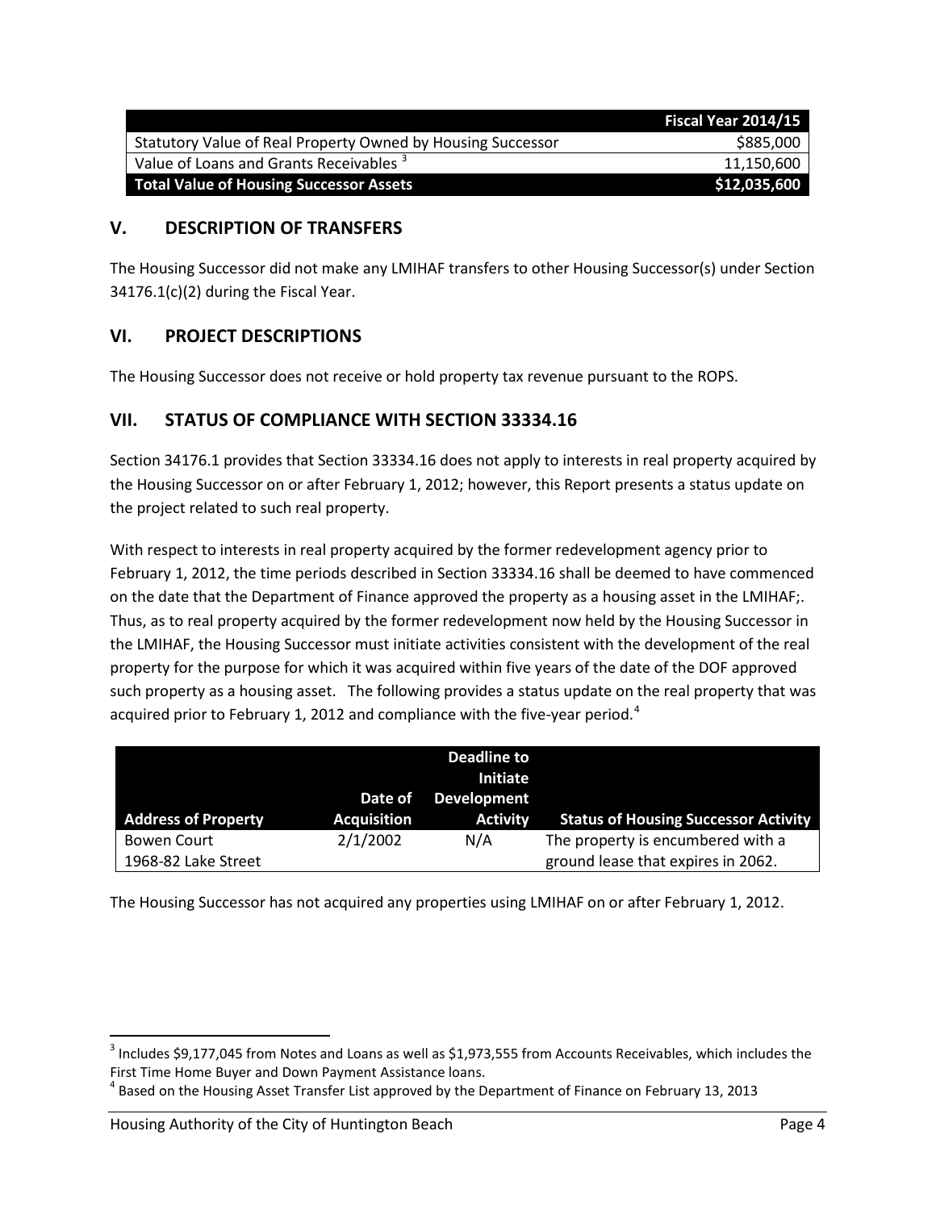| | Fiscal Year 2014/15 |
|---|---|
| Statutory Value of Real Property Owned by Housing Successor | $885,000 |
| Value of Loans and Grants Receivables [3] | 11,150,600 |
| **Total Value of Housing Successor Assets** | **$12,035,600** |

## V. DESCRIPTION OF TRANSFERS

The Housing Successor did not make any LMIHAF transfers to other Housing Successor(s) under Section 34176.1(c)(2) during the Fiscal Year.

## VI. PROJECT DESCRIPTIONS

The Housing Successor does not receive or hold property tax revenue pursuant to the ROPS.

## VII. STATUS OF COMPLIANCE WITH SECTION 33334.16

Section 34176.1 provides that Section 33334.16 does not apply to interests in real property acquired by the Housing Successor on or after February 1, 2012; however, this Report presents a status update on the project related to such real property.

With respect to interests in real property acquired by the former redevelopment agency prior to February 1, 2012, the time periods described in Section 33334.16 shall be deemed to have commenced on the date that the Department of Finance approved the property as a housing asset in the LMIHAF;. Thus, as to real property acquired by the former redevelopment now held by the Housing Successor in the LMIHAF, the Housing Successor must initiate activities consistent with the development of the real property for the purpose for which it was acquired within five years of the date of the DOF approved such property as a housing asset. The following provides a status update on the real property that was acquired prior to February 1, 2012 and compliance with the five-year period.[4]

| Address of Property | Date of Acquisition | Deadline to Initiate Development Activity | Status of Housing Successor Activity |
|---|---|---|---|
| Bowen Court 1968-82 Lake Street | 2/1/2002 | N/A | The property is encumbered with a ground lease that expires in 2062. |

The Housing Successor has not acquired any properties using LMIHAF on or after February 1, 2012.

[3] Includes $9,177,045 from Notes and Loans as well as $1,973,555 from Accounts Receivables, which includes the First Time Home Buyer and Down Payment Assistance loans.

[4] Based on the Housing Asset Transfer List approved by the Department of Finance on February 13, 2013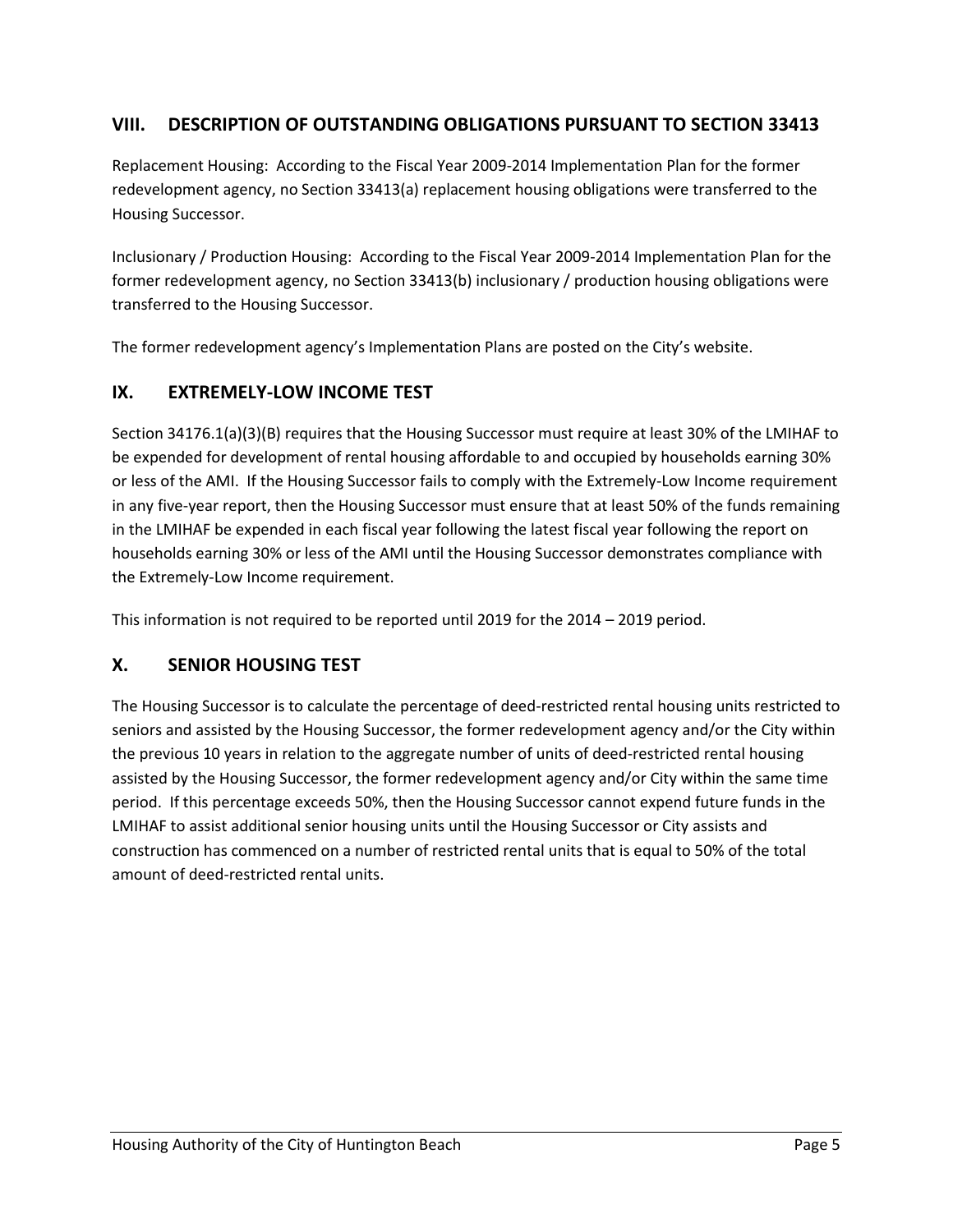## VIII. DESCRIPTION OF OUTSTANDING OBLIGATIONS PURSUANT TO SECTION 33413

Replacement Housing: According to the Fiscal Year 2009-2014 Implementation Plan for the former redevelopment agency, no Section 33413(a) replacement housing obligations were transferred to the Housing Successor.

Inclusionary / Production Housing: According to the Fiscal Year 2009-2014 Implementation Plan for the former redevelopment agency, no Section 33413(b) inclusionary / production housing obligations were transferred to the Housing Successor.

The former redevelopment agency's Implementation Plans are posted on the City's website.

## IX. EXTREMELY-LOW INCOME TEST

Section 34176.1(a)(3)(B) requires that the Housing Successor must require at least 30% of the LMIHAF to be expended for development of rental housing affordable to and occupied by households earning 30% or less of the AMI. If the Housing Successor fails to comply with the Extremely-Low Income requirement in any five-year report, then the Housing Successor must ensure that at least 50% of the funds remaining in the LMIHAF be expended in each fiscal year following the latest fiscal year following the report on households earning 30% or less of the AMI until the Housing Successor demonstrates compliance with the Extremely-Low Income requirement.

This information is not required to be reported until 2019 for the 2014 – 2019 period.

## X. SENIOR HOUSING TEST

The Housing Successor is to calculate the percentage of deed-restricted rental housing units restricted to seniors and assisted by the Housing Successor, the former redevelopment agency and/or the City within the previous 10 years in relation to the aggregate number of units of deed-restricted rental housing assisted by the Housing Successor, the former redevelopment agency and/or City within the same time period. If this percentage exceeds 50%, then the Housing Successor cannot expend future funds in the LMIHAF to assist additional senior housing units until the Housing Successor or City assists and construction has commenced on a number of restricted rental units that is equal to 50% of the total amount of deed-restricted rental units.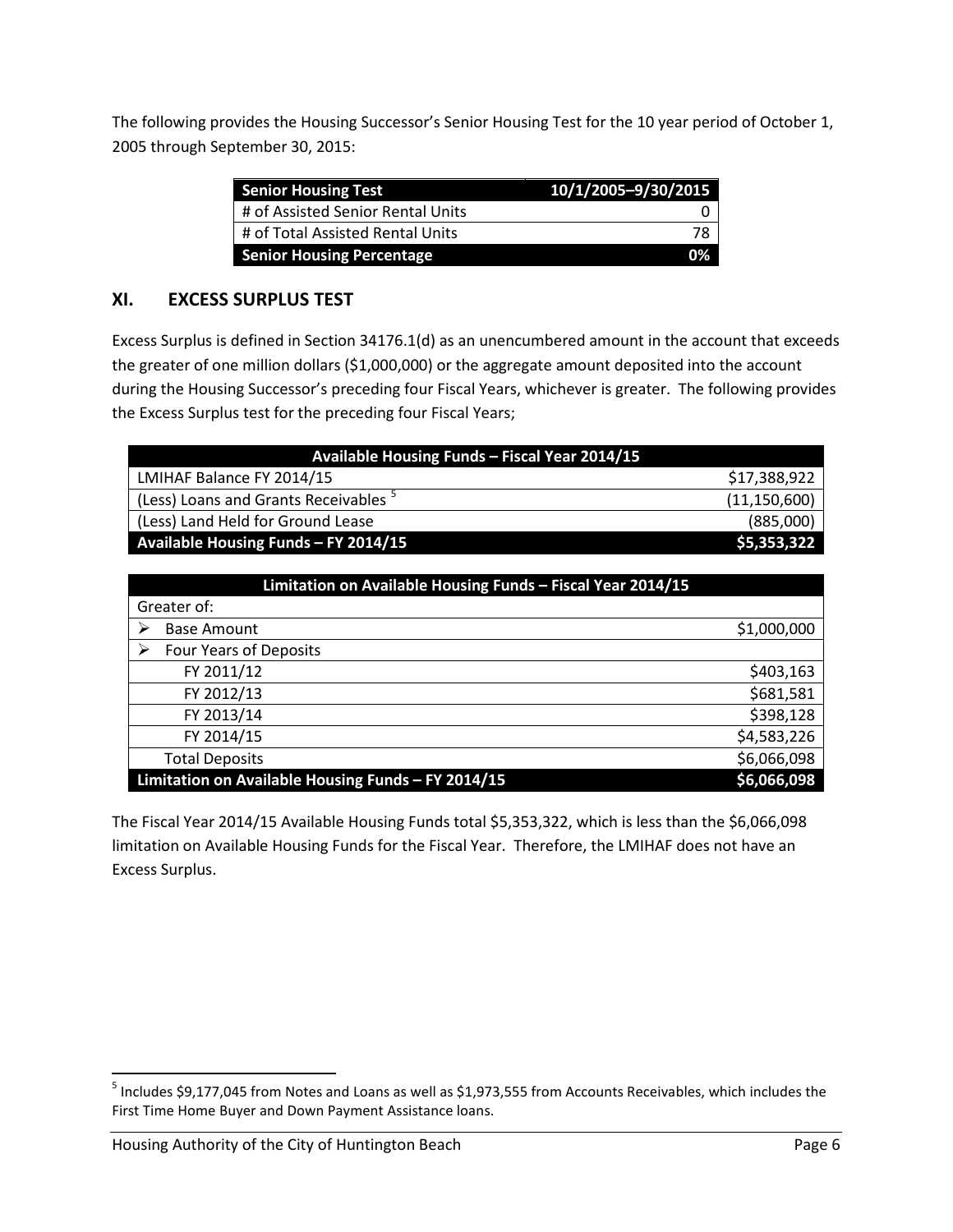The following provides the Housing Successor's Senior Housing Test for the 10 year period of October 1, 2005 through September 30, 2015:

| Senior Housing Test | 10/1/2005–9/30/2015 |
|---|---|
| # of Assisted Senior Rental Units | 0 |
| # of Total Assisted Rental Units | 78 |
| **Senior Housing Percentage** | **0%** |

## XI. EXCESS SURPLUS TEST

Excess Surplus is defined in Section 34176.1(d) as an unencumbered amount in the account that exceeds the greater of one million dollars ($1,000,000) or the aggregate amount deposited into the account during the Housing Successor's preceding four Fiscal Years, whichever is greater. The following provides the Excess Surplus test for the preceding four Fiscal Years;

| Available Housing Funds – Fiscal Year 2014/15 | |
|---|---|
| LMIHAF Balance FY 2014/15 | $17,388,922 |
| (Less) Loans and Grants Receivables [5] | (11,150,600) |
| (Less) Land Held for Ground Lease | (885,000) |
| **Available Housing Funds – FY 2014/15** | **$5,353,322** |

| Limitation on Available Housing Funds – Fiscal Year 2014/15 | |
|---|---|
| Greater of: | |
| ➢ Base Amount | $1,000,000 |
| ➢ Four Years of Deposits | |
| FY 2011/12 | $403,163 |
| FY 2012/13 | $681,581 |
| FY 2013/14 | $398,128 |
| FY 2014/15 | $4,583,226 |
| Total Deposits | $6,066,098 |
| **Limitation on Available Housing Funds – FY 2014/15** | **$6,066,098** |

The Fiscal Year 2014/15 Available Housing Funds total $5,353,322, which is less than the $6,066,098 limitation on Available Housing Funds for the Fiscal Year. Therefore, the LMIHAF does not have an Excess Surplus.

[5] Includes $9,177,045 from Notes and Loans as well as $1,973,555 from Accounts Receivables, which includes the First Time Home Buyer and Down Payment Assistance loans.